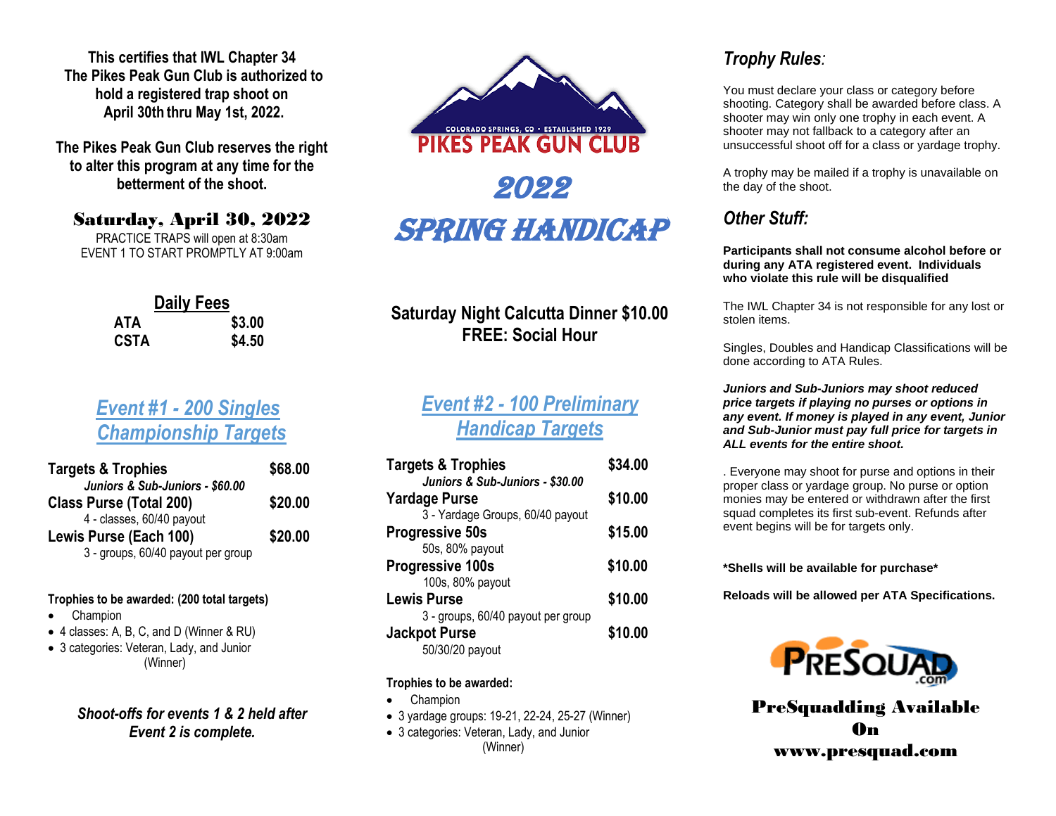**This certifies that IWL Chapter 34**
**The Pikes Peak Gun Club is authorized to hold a registered trap shoot on April 30th thru May 1st, 2022.**

**The Pikes Peak Gun Club reserves the right to alter this program at any time for the betterment of the shoot.**

## Saturday, April 30, 2022

PRACTICE TRAPS will open at 8:30am
EVENT 1 TO START PROMPTLY AT 9:00am

### Daily Fees

| | |
|---|---|
| **ATA** | **$3.00** |
| **CSTA** | **$4.50** |

## Event #1 - 200 Singles Championship Targets

| | |
|---|---|
| **Targets & Trophies** *Juniors & Sub-Juniors - $60.00* | **$68.00** |
| **Class Purse (Total 200)** 4 - classes, 60/40 payout | **$20.00** |
| **Lewis Purse (Each 100)** 3 - groups, 60/40 payout per group | **$20.00** |

**Trophies to be awarded: (200 total targets)**

- Champion
- 4 classes: A, B, C, and D (Winner & RU)
- 3 categories: Veteran, Lady, and Junior (Winner)

***Shoot-offs for events 1 & 2 held after Event 2 is complete.***

PIKES PEAK GUN CLUB
COLORADO SPRINGS, CO • ESTABLISHED 1929

# 2022 SPRING HANDICAP

**Saturday Night Calcutta Dinner $10.00**
**FREE: Social Hour**

## Event #2 - 100 Preliminary Handicap Targets

| | |
|---|---|
| **Targets & Trophies** *Juniors & Sub-Juniors - $30.00* | **$34.00** |
| **Yardage Purse** 3 - Yardage Groups, 60/40 payout | **$10.00** |
| **Progressive 50s** 50s, 80% payout | **$15.00** |
| **Progressive 100s** 100s, 80% payout | **$10.00** |
| **Lewis Purse** 3 - groups, 60/40 payout per group | **$10.00** |
| **Jackpot Purse** 50/30/20 payout | **$10.00** |

**Trophies to be awarded:**

- Champion
- 3 yardage groups: 19-21, 22-24, 25-27 (Winner)
- 3 categories: Veteran, Lady, and Junior (Winner)

## *Trophy Rules:*

You must declare your class or category before shooting. Category shall be awarded before class. A shooter may win only one trophy in each event. A shooter may not fallback to a category after an unsuccessful shoot off for a class or yardage trophy.

A trophy may be mailed if a trophy is unavailable on the day of the shoot.

## *Other Stuff:*

**Participants shall not consume alcohol before or during any ATA registered event. Individuals who violate this rule will be disqualified**

The IWL Chapter 34 is not responsible for any lost or stolen items.

Singles, Doubles and Handicap Classifications will be done according to ATA Rules.

***Juniors and Sub-Juniors may shoot reduced price targets if playing no purses or options in any event. If money is played in any event, Junior and Sub-Junior must pay full price for targets in ALL events for the entire shoot.***

. Everyone may shoot for purse and options in their proper class or yardage group. No purse or option monies may be entered or withdrawn after the first squad completes its first sub-event. Refunds after event begins will be for targets only.

***Shells will be available for purchase***

**Reloads will be allowed per ATA Specifications.**

PRESQUAD.com

**PreSquadding Available On www.presquad.com**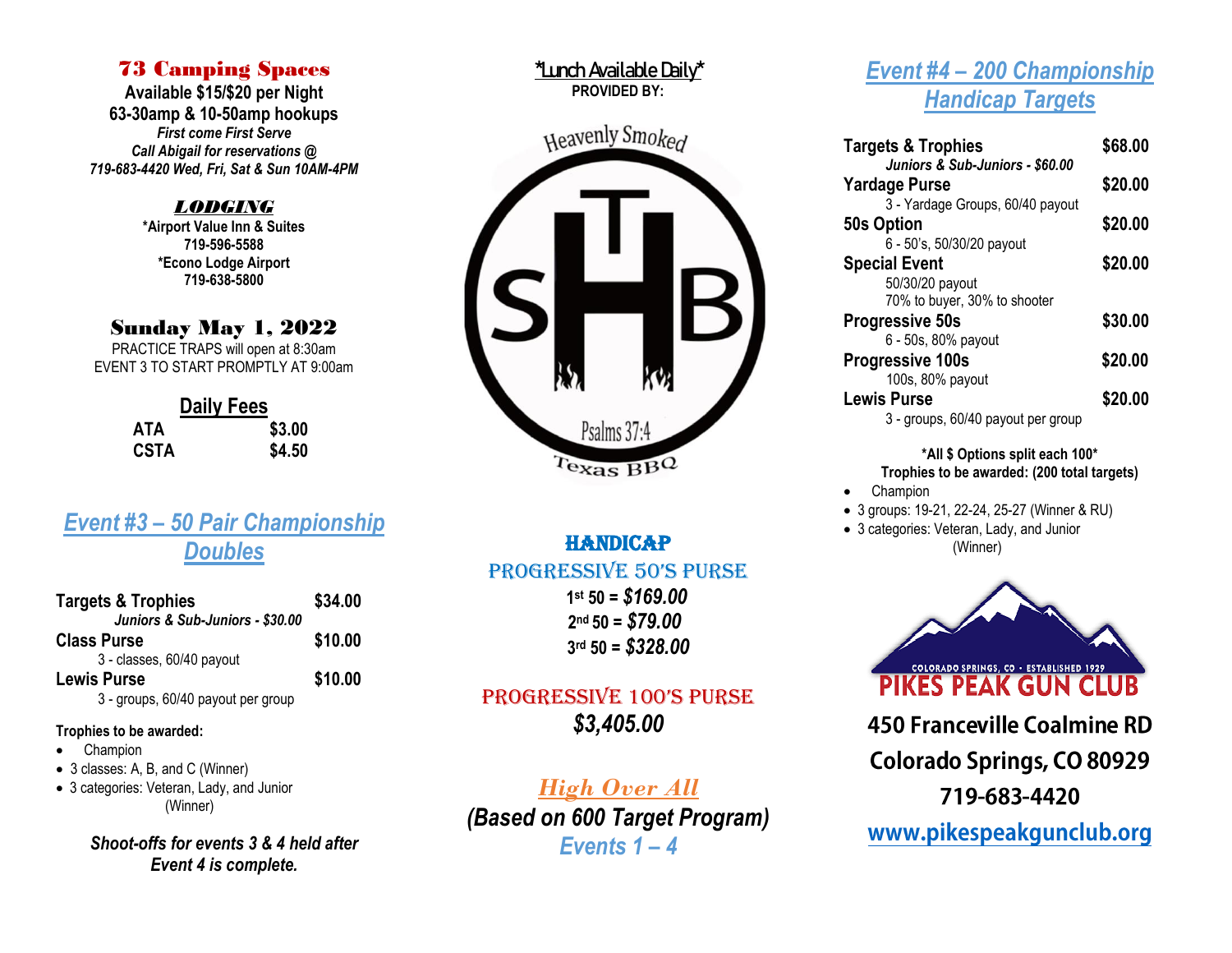## 73 Camping Spaces

**Available $15/$20 per Night**
**63-30amp & 10-50amp hookups**
***First come First Serve***
***Call Abigail for reservations @***
***719-683-4420 Wed, Fri, Sat & Sun 10AM-4PM***

## LODGING

**\*Airport Value Inn & Suites**
**719-596-5588**
**\*Econo Lodge Airport**
**719-638-5800**

## Sunday May 1, 2022

PRACTICE TRAPS will open at 8:30am
EVENT 3 TO START PROMPTLY AT 9:00am

### Daily Fees

| | |
|---|---|
| ATA | $3.00 |
| CSTA | $4.50 |

## Event #3 – 50 Pair Championship Doubles

| | |
|---|---|
| **Targets & Trophies** | **$34.00** |
| ***Juniors & Sub-Juniors - $30.00*** | |
| **Class Purse** | **$10.00** |
| 3 - classes, 60/40 payout | |
| **Lewis Purse** | **$10.00** |
| 3 - groups, 60/40 payout per group | |

**Trophies to be awarded:**

- Champion
- 3 classes: A, B, and C (Winner)
- 3 categories: Veteran, Lady, and Junior (Winner)

***Shoot-offs for events 3 & 4 held after Event 4 is complete.***

**\*Lunch Available Daily\***
**PROVIDED BY:**

Heavenly Smoked
SHTB
Psalms 37:4
Texas BBQ

## HANDICAP

### PROGRESSIVE 50'S PURSE

**1st 50 = *$169.00***
**2nd 50 = *$79.00***
**3rd 50 = *$328.00***

### PROGRESSIVE 100'S PURSE

***$3,405.00***

## *High Over All*

***(Based on 600 Target Program)***
***Events 1 – 4***

## Event #4 – 200 Championship Handicap Targets

| | |
|---|---|
| **Targets & Trophies** | **$68.00** |
| ***Juniors & Sub-Juniors - $60.00*** | |
| **Yardage Purse** | **$20.00** |
| 3 - Yardage Groups, 60/40 payout | |
| **50s Option** | **$20.00** |
| 6 - 50's, 50/30/20 payout | |
| **Special Event** | **$20.00** |
| 50/30/20 payout<br>70% to buyer, 30% to shooter | |
| **Progressive 50s** | **$30.00** |
| 6 - 50s, 80% payout | |
| **Progressive 100s** | **$20.00** |
| 100s, 80% payout | |
| **Lewis Purse** | **$20.00** |
| 3 - groups, 60/40 payout per group | |

**\*All $ Options split each 100\***
**Trophies to be awarded: (200 total targets)**

- Champion
- 3 groups: 19-21, 22-24, 25-27 (Winner & RU)
- 3 categories: Veteran, Lady, and Junior (Winner)

COLORADO SPRINGS, CO • ESTABLISHED 1929
**PIKES PEAK GUN CLUB**

**450 Franceville Coalmine RD**
**Colorado Springs, CO 80929**
**719-683-4420**
**www.pikespeakgunclub.org**